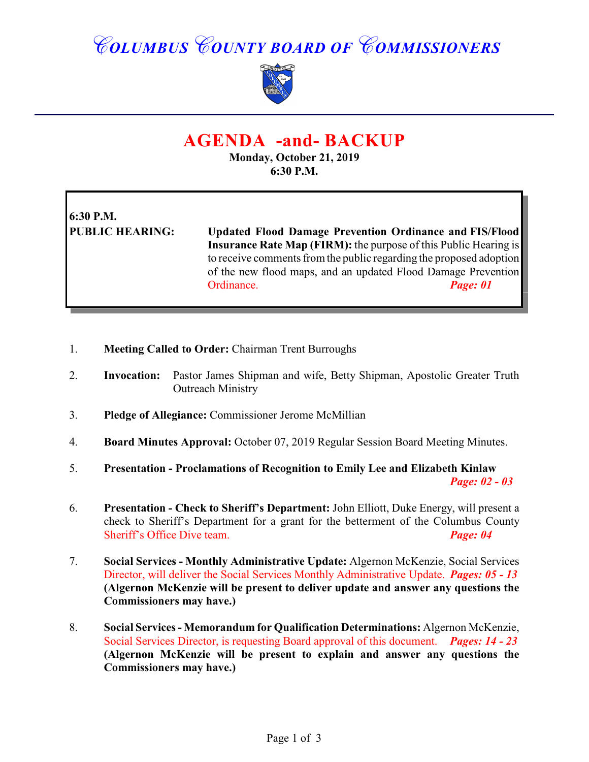# COLUMBUS COUNTY BOARD OF COMMISSIONERS

## AGENDA -and- BACKUP

**Monday, October 21, 2019**
**6:30 P.M.**

**6:30 P.M.**

**PUBLIC HEARING:** **Updated Flood Damage Prevention Ordinance and FIS/Flood Insurance Rate Map (FIRM):** the purpose of this Public Hearing is to receive comments from the public regarding the proposed adoption of the new flood maps, and an updated Flood Damage Prevention Ordinance. ***Page: 01***

1. **Meeting Called to Order:** Chairman Trent Burroughs

2. **Invocation:** Pastor James Shipman and wife, Betty Shipman, Apostolic Greater Truth Outreach Ministry

3. **Pledge of Allegiance:** Commissioner Jerome McMillian

4. **Board Minutes Approval:** October 07, 2019 Regular Session Board Meeting Minutes.

5. **Presentation - Proclamations of Recognition to Emily Lee and Elizabeth Kinlaw** ***Page: 02 - 03***

6. **Presentation - Check to Sheriff's Department:** John Elliott, Duke Energy, will present a check to Sheriff's Department for a grant for the betterment of the Columbus County Sheriff's Office Dive team. ***Page: 04***

7. **Social Services - Monthly Administrative Update:** Algernon McKenzie, Social Services Director, will deliver the Social Services Monthly Administrative Update. ***Pages: 05 - 13*** **(Algernon McKenzie will be present to deliver update and answer any questions the Commissioners may have.)**

8. **Social Services - Memorandum for Qualification Determinations:** Algernon McKenzie, Social Services Director, is requesting Board approval of this document. ***Pages: 14 - 23*** **(Algernon McKenzie will be present to explain and answer any questions the Commissioners may have.)**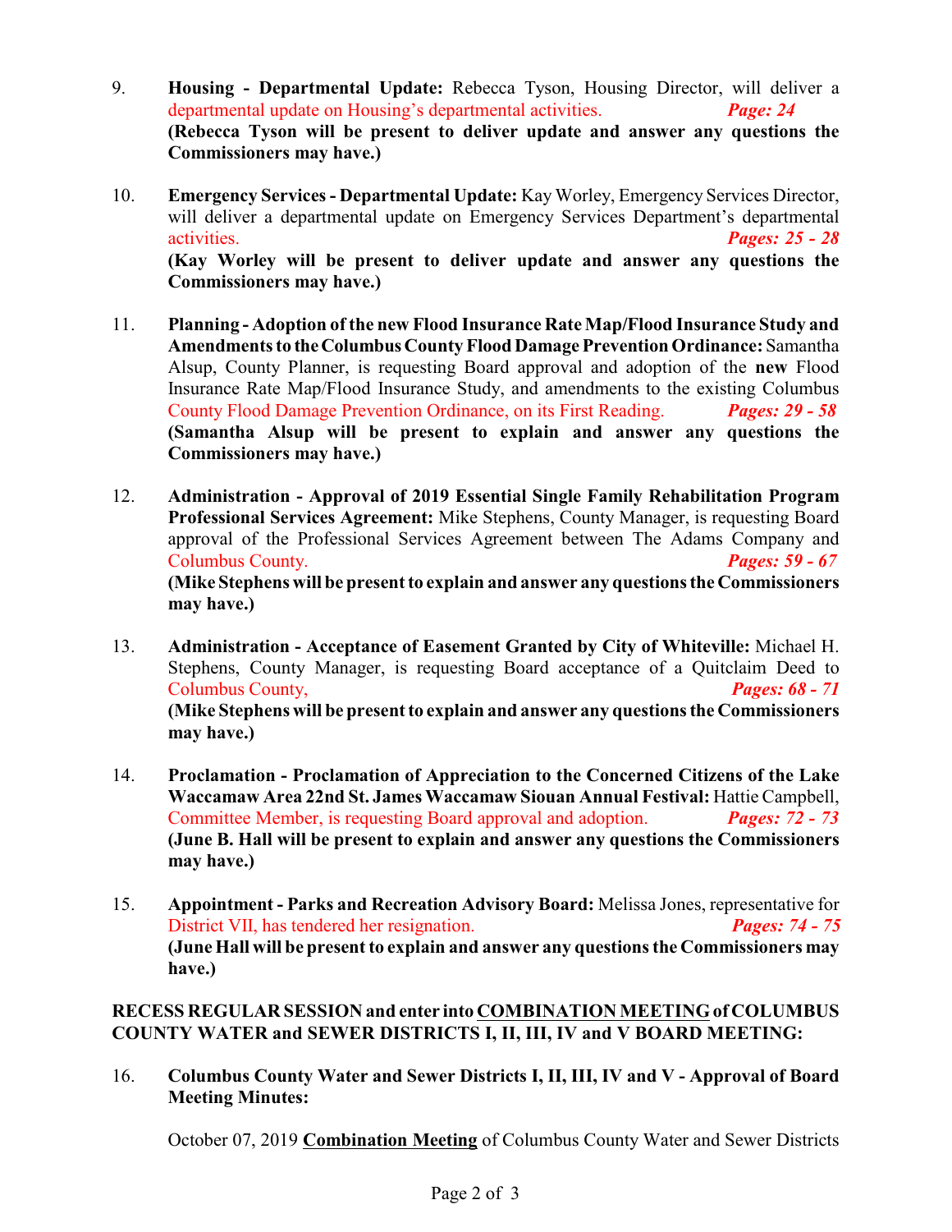9. **Housing - Departmental Update:** Rebecca Tyson, Housing Director, will deliver a departmental update on Housing's departmental activities. ***Page: 24***
**(Rebecca Tyson will be present to deliver update and answer any questions the Commissioners may have.)**

10. **Emergency Services - Departmental Update:** Kay Worley, Emergency Services Director, will deliver a departmental update on Emergency Services Department's departmental activities. ***Pages: 25 - 28***
**(Kay Worley will be present to deliver update and answer any questions the Commissioners may have.)**

11. **Planning - Adoption of the new Flood Insurance Rate Map/Flood Insurance Study and Amendments to the Columbus County Flood Damage Prevention Ordinance:** Samantha Alsup, County Planner, is requesting Board approval and adoption of the **new** Flood Insurance Rate Map/Flood Insurance Study, and amendments to the existing Columbus County Flood Damage Prevention Ordinance, on its First Reading. ***Pages: 29 - 58***
**(Samantha Alsup will be present to explain and answer any questions the Commissioners may have.)**

12. **Administration - Approval of 2019 Essential Single Family Rehabilitation Program Professional Services Agreement:** Mike Stephens, County Manager, is requesting Board approval of the Professional Services Agreement between The Adams Company and Columbus County. ***Pages: 59 - 67***
**(Mike Stephens will be present to explain and answer any questions the Commissioners may have.)**

13. **Administration - Acceptance of Easement Granted by City of Whiteville:** Michael H. Stephens, County Manager, is requesting Board acceptance of a Quitclaim Deed to Columbus County, ***Pages: 68 - 71***
**(Mike Stephens will be present to explain and answer any questions the Commissioners may have.)**

14. **Proclamation - Proclamation of Appreciation to the Concerned Citizens of the Lake Waccamaw Area 22nd St. James Waccamaw Siouan Annual Festival:** Hattie Campbell, Committee Member, is requesting Board approval and adoption. ***Pages: 72 - 73***
**(June B. Hall will be present to explain and answer any questions the Commissioners may have.)**

15. **Appointment - Parks and Recreation Advisory Board:** Melissa Jones, representative for District VII, has tendered her resignation. ***Pages: 74 - 75***
**(June Hall will be present to explain and answer any questions the Commissioners may have.)**

**RECESS REGULAR SESSION and enter into <u>COMBINATION MEETING</u> of COLUMBUS COUNTY WATER and SEWER DISTRICTS I, II, III, IV and V BOARD MEETING:**

16. **Columbus County Water and Sewer Districts I, II, III, IV and V - Approval of Board Meeting Minutes:**

    October 07, 2019 **<u>Combination Meeting</u>** of Columbus County Water and Sewer Districts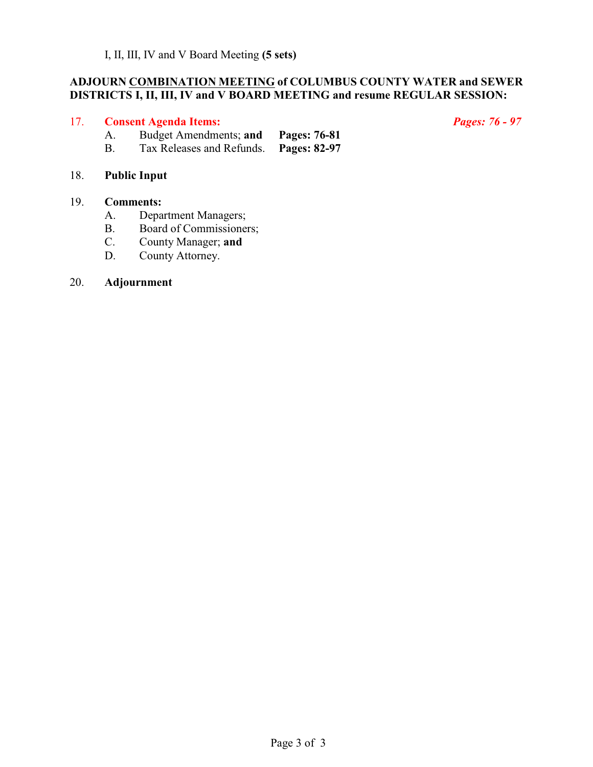I, II, III, IV and V Board Meeting **(5 sets)**

**ADJOURN COMBINATION MEETING of COLUMBUS COUNTY WATER and SEWER DISTRICTS I, II, III, IV and V BOARD MEETING and resume REGULAR SESSION:**

17. **Consent Agenda Items:** ***Pages: 76 - 97***
    - A. Budget Amendments; **and** **Pages: 76-81**
    - B. Tax Releases and Refunds. **Pages: 82-97**

18. **Public Input**

19. **Comments:**
    - A. Department Managers;
    - B. Board of Commissioners;
    - C. County Manager; **and**
    - D. County Attorney.

20. **Adjournment**